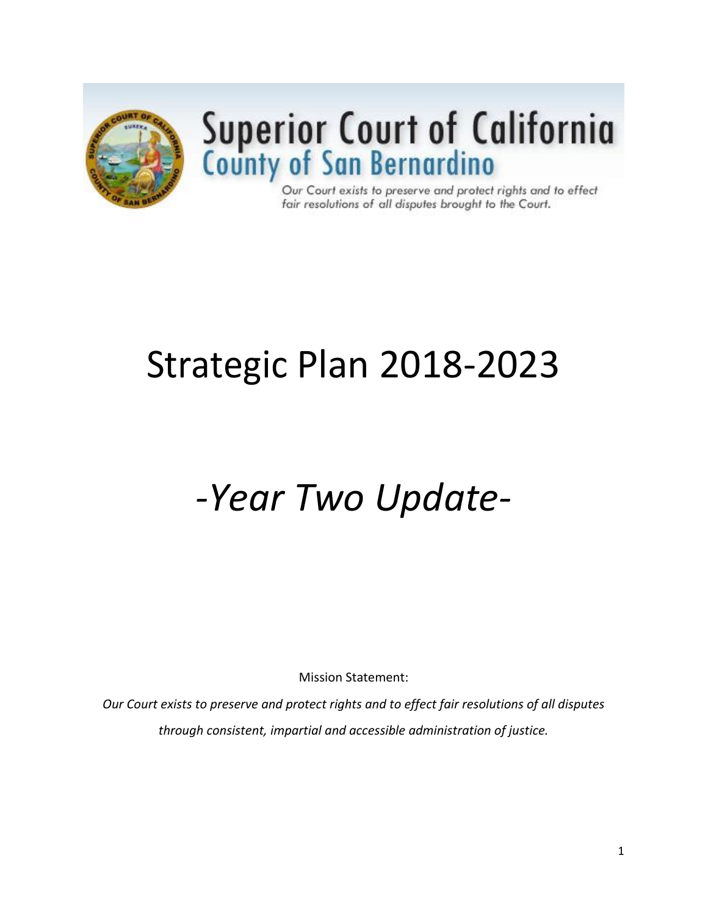# Superior Court of California
## County of San Bernardino

*Our Court exists to preserve and protect rights and to effect fair resolutions of all disputes brought to the Court.*

# Strategic Plan 2018-2023

# *-Year Two Update-*

Mission Statement:

*Our Court exists to preserve and protect rights and to effect fair resolutions of all disputes through consistent, impartial and accessible administration of justice.*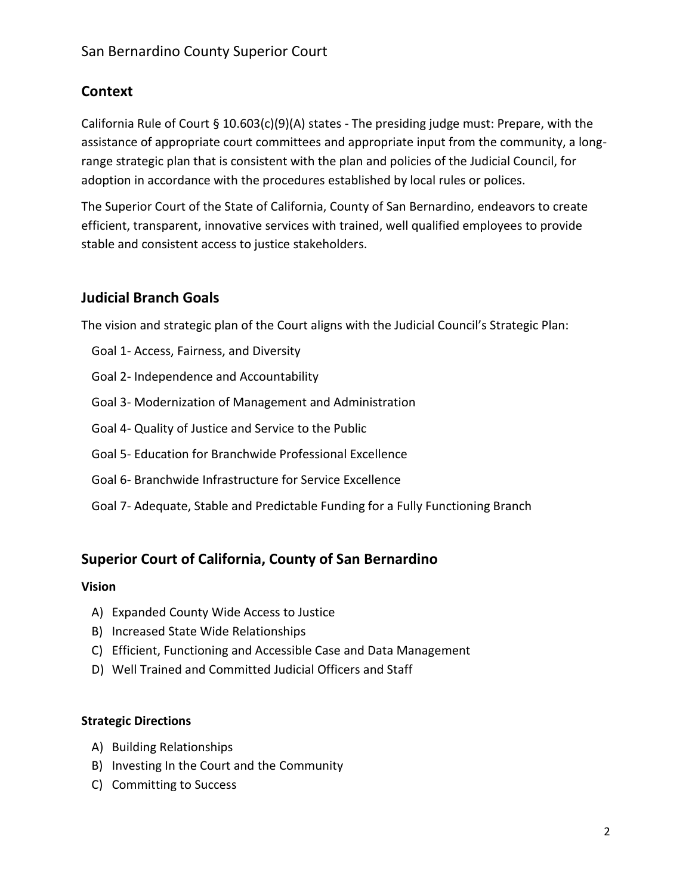## Context

California Rule of Court § 10.603(c)(9)(A) states - The presiding judge must: Prepare, with the assistance of appropriate court committees and appropriate input from the community, a long-range strategic plan that is consistent with the plan and policies of the Judicial Council, for adoption in accordance with the procedures established by local rules or polices.

The Superior Court of the State of California, County of San Bernardino, endeavors to create efficient, transparent, innovative services with trained, well qualified employees to provide stable and consistent access to justice stakeholders.

## Judicial Branch Goals

The vision and strategic plan of the Court aligns with the Judicial Council's Strategic Plan:

Goal 1- Access, Fairness, and Diversity

Goal 2- Independence and Accountability

Goal 3- Modernization of Management and Administration

Goal 4- Quality of Justice and Service to the Public

Goal 5- Education for Branchwide Professional Excellence

Goal 6- Branchwide Infrastructure for Service Excellence

Goal 7- Adequate, Stable and Predictable Funding for a Fully Functioning Branch

## Superior Court of California, County of San Bernardino

**Vision**

A) Expanded County Wide Access to Justice
B) Increased State Wide Relationships
C) Efficient, Functioning and Accessible Case and Data Management
D) Well Trained and Committed Judicial Officers and Staff

**Strategic Directions**

A) Building Relationships
B) Investing In the Court and the Community
C) Committing to Success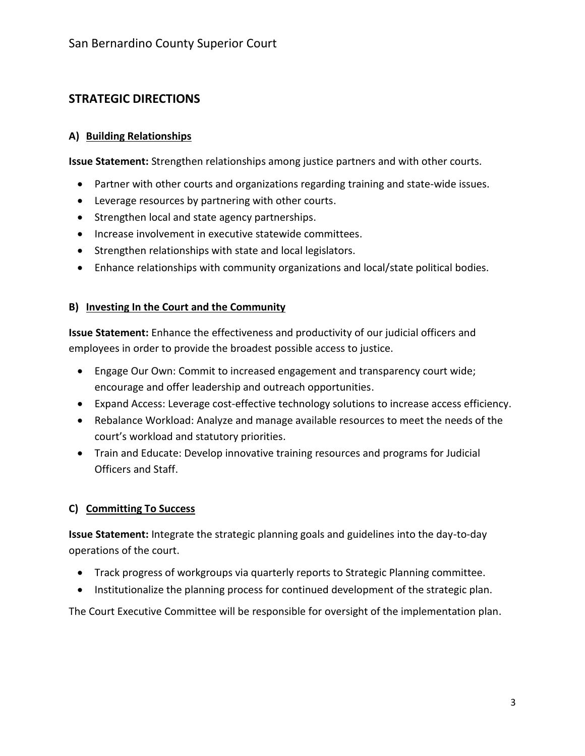## STRATEGIC DIRECTIONS

### A) <u>Building Relationships</u>

**Issue Statement:** Strengthen relationships among justice partners and with other courts.

- Partner with other courts and organizations regarding training and state-wide issues.
- Leverage resources by partnering with other courts.
- Strengthen local and state agency partnerships.
- Increase involvement in executive statewide committees.
- Strengthen relationships with state and local legislators.
- Enhance relationships with community organizations and local/state political bodies.

### B) <u>Investing In the Court and the Community</u>

**Issue Statement:** Enhance the effectiveness and productivity of our judicial officers and employees in order to provide the broadest possible access to justice.

- Engage Our Own: Commit to increased engagement and transparency court wide; encourage and offer leadership and outreach opportunities.
- Expand Access: Leverage cost-effective technology solutions to increase access efficiency.
- Rebalance Workload: Analyze and manage available resources to meet the needs of the court's workload and statutory priorities.
- Train and Educate: Develop innovative training resources and programs for Judicial Officers and Staff.

### C) <u>Committing To Success</u>

**Issue Statement:** Integrate the strategic planning goals and guidelines into the day-to-day operations of the court.

- Track progress of workgroups via quarterly reports to Strategic Planning committee.
- Institutionalize the planning process for continued development of the strategic plan.

The Court Executive Committee will be responsible for oversight of the implementation plan.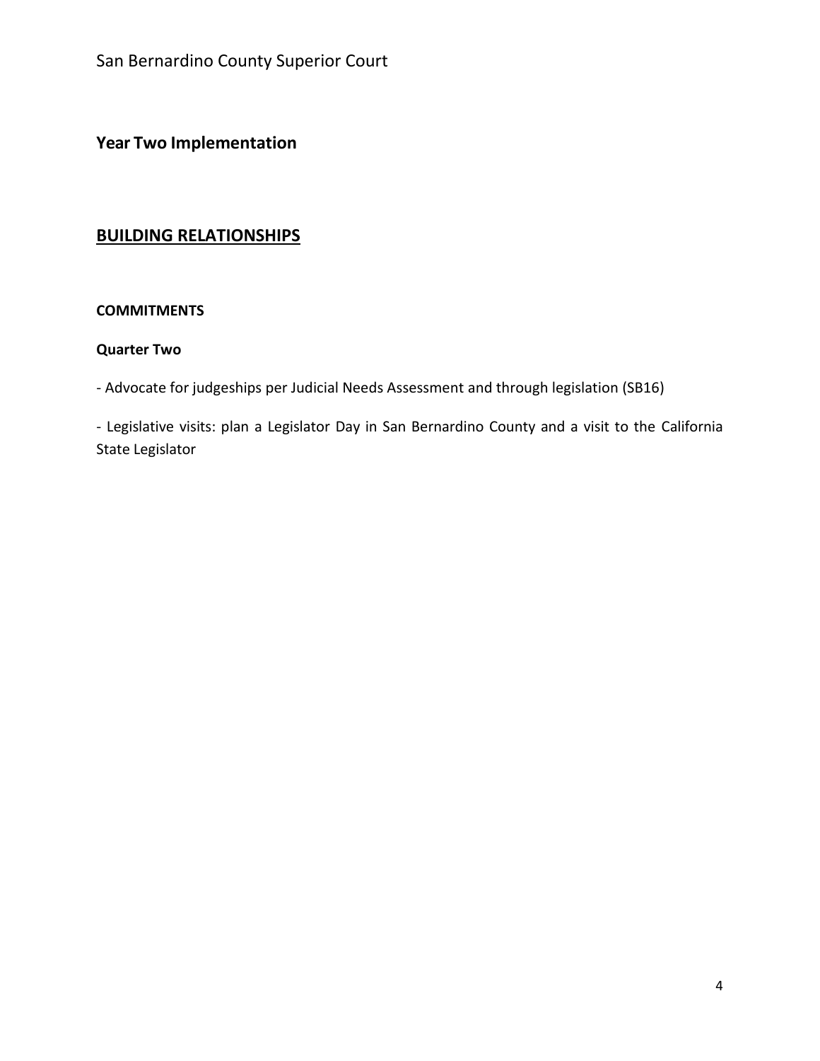## Year Two Implementation

## BUILDING RELATIONSHIPS

### COMMITMENTS

#### Quarter Two

- Advocate for judgeships per Judicial Needs Assessment and through legislation (SB16)

- Legislative visits: plan a Legislator Day in San Bernardino County and a visit to the California State Legislator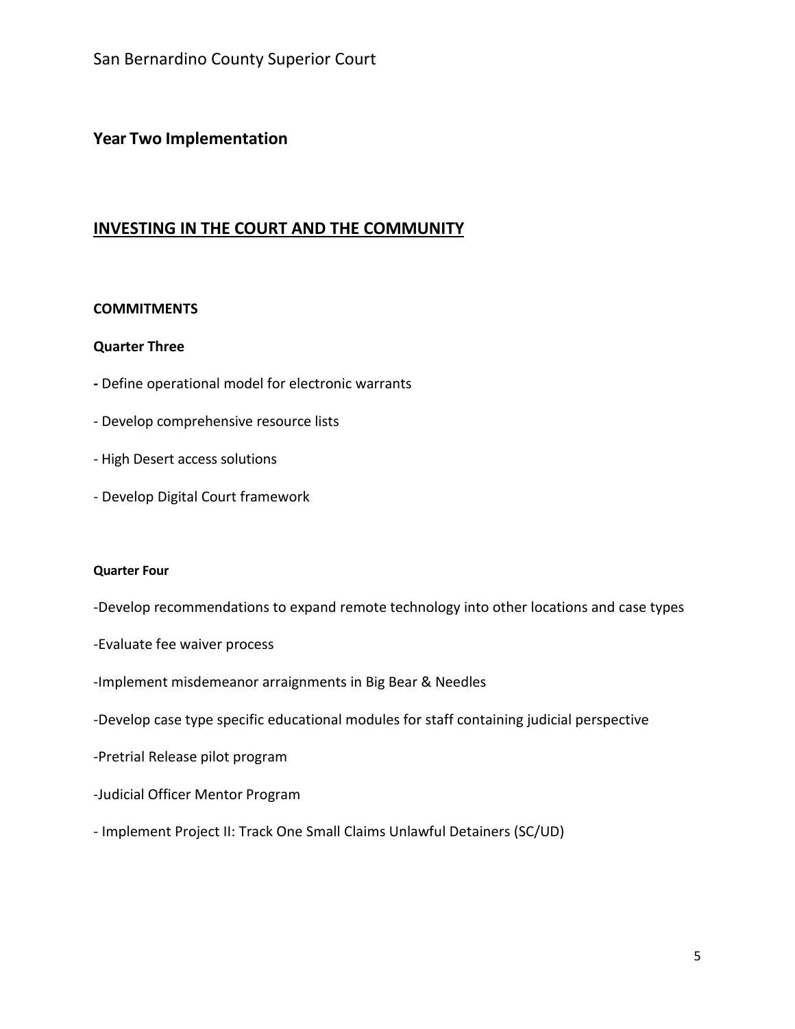## Year Two Implementation

## INVESTING IN THE COURT AND THE COMMUNITY

**COMMITMENTS**

**Quarter Three**

- Define operational model for electronic warrants
- Develop comprehensive resource lists
- High Desert access solutions
- Develop Digital Court framework

**Quarter Four**

- Develop recommendations to expand remote technology into other locations and case types
- Evaluate fee waiver process
- Implement misdemeanor arraignments in Big Bear & Needles
- Develop case type specific educational modules for staff containing judicial perspective
- Pretrial Release pilot program
- Judicial Officer Mentor Program
- Implement Project II: Track One Small Claims Unlawful Detainers (SC/UD)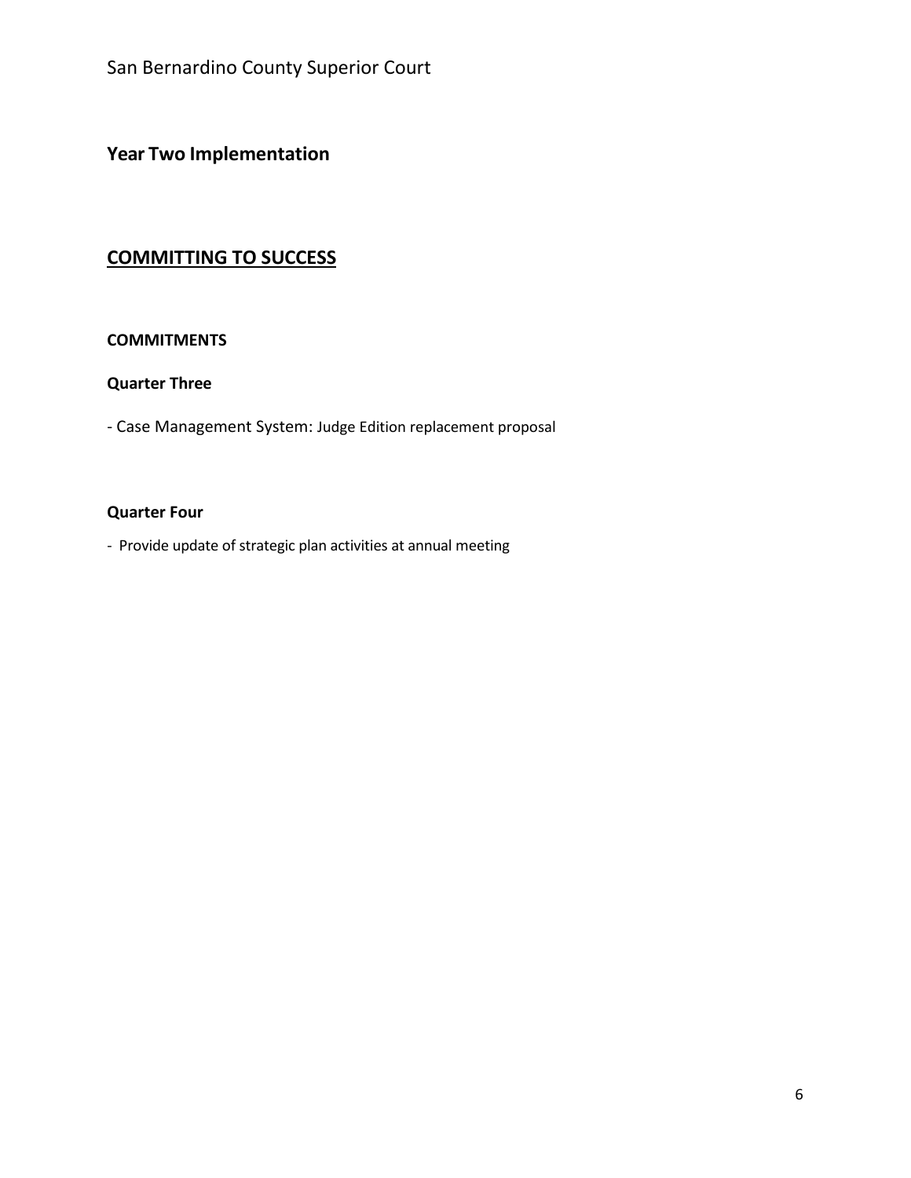## Year Two Implementation

## COMMITTING TO SUCCESS

### COMMITMENTS

### Quarter Three

- Case Management System: Judge Edition replacement proposal

### Quarter Four

- Provide update of strategic plan activities at annual meeting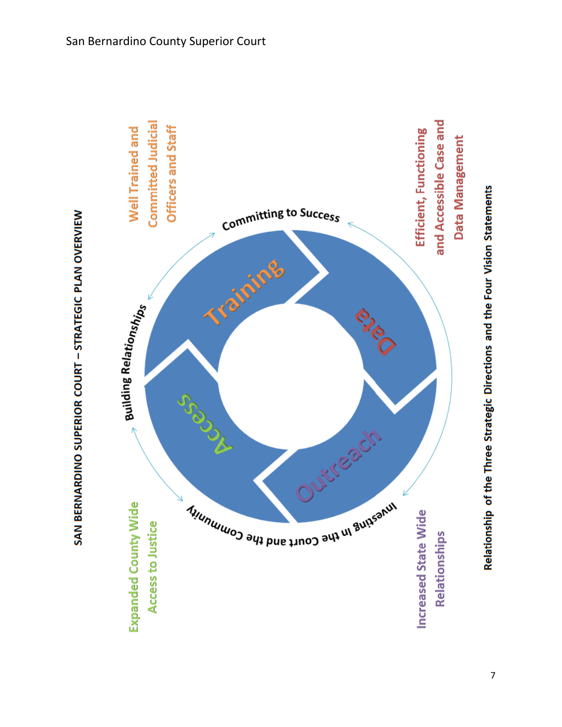# SAN BERNARDINO SUPERIOR COURT – STRATEGIC PLAN OVERVIEW

Well Trained and Committed Judicial Officers and Staff

Efficient, Functioning and Accessible Case and Data Management

Expanded County Wide Access to Justice

Increased State Wide Relationships

Committing to Success

Building Relationships

Investing in the Court and the Community

Training

Data

Access

Outreach

Relationship of the Three Strategic Directions and the Four Vision Statements